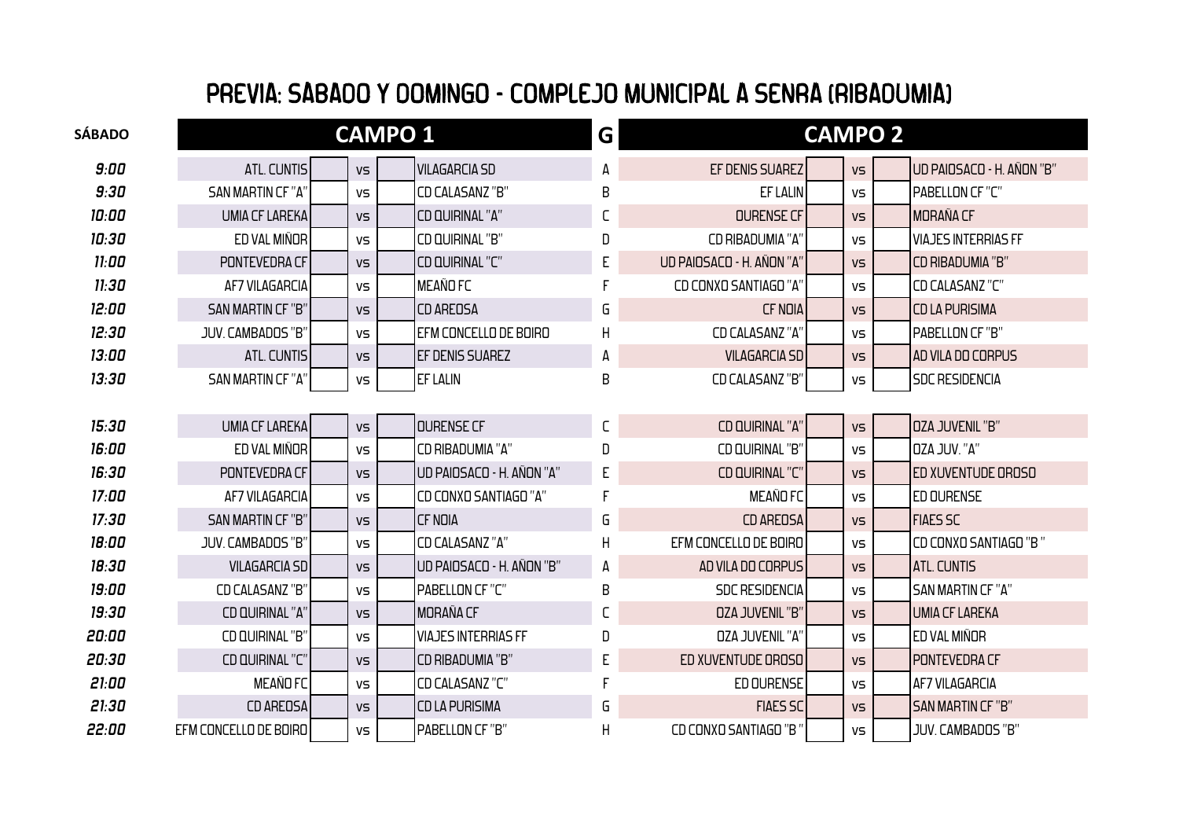# PREVIA: SÁBADO Y DOMINGO - COMPLEJO MUNICIPAL A SENRA (RIBADUMIA)

| SÁBADO | CAMPO 1 | | | | | G | CAMPO 2 | | | | |
|---|---|---|---|---|---|---|---|---|---|---|---|
| 9:00 | ATL. CUNTIS | | vs | | VILAGARCIA SD | A | EF DENIS SUAREZ | | vs | | UD PAIOSACO - H. AÑON "B" |
| 9:30 | SAN MARTIN CF "A" | | vs | | CD CALASANZ "B" | B | EF LALIN | | vs | | PABELLON CF "C" |
| 10:00 | UMIA CF LAREKA | | vs | | CD QUIRINAL "A" | C | OURENSE CF | | vs | | MORAÑA CF |
| 10:30 | ED VAL MIÑOR | | vs | | CD QUIRINAL "B" | D | CD RIBADUMIA "A" | | vs | | VIAJES INTERRIAS FF |
| 11:00 | PONTEVEDRA CF | | vs | | CD QUIRINAL "C" | E | UD PAIOSACO - H. AÑON "A" | | vs | | CD RIBADUMIA "B" |
| 11:30 | AF7 VILAGARCIA | | vs | | MEAÑO FC | F | CD CONXO SANTIAGO "A" | | vs | | CD CALASANZ "C" |
| 12:00 | SAN MARTIN CF "B" | | vs | | CD AREOSA | G | CF NOIA | | vs | | CD LA PURISIMA |
| 12:30 | JUV. CAMBADOS "B" | | vs | | EFM CONCELLO DE BOIRO | H | CD CALASANZ "A" | | vs | | PABELLON CF "B" |
| 13:00 | ATL. CUNTIS | | vs | | EF DENIS SUAREZ | A | VILAGARCIA SD | | vs | | AD VILA DO CORPUS |
| 13:30 | SAN MARTIN CF "A" | | vs | | EF LALIN | B | CD CALASANZ "B" | | vs | | SDC RESIDENCIA |
| | | | | | | | | | | | |
| 15:30 | UMIA CF LAREKA | | vs | | OURENSE CF | C | CD QUIRINAL "A" | | vs | | OZA JUVENIL "B" |
| 16:00 | ED VAL MIÑOR | | vs | | CD RIBADUMIA "A" | D | CD QUIRINAL "B" | | vs | | OZA JUV. "A" |
| 16:30 | PONTEVEDRA CF | | vs | | UD PAIOSACO - H. AÑON "A" | E | CD QUIRINAL "C" | | vs | | ED XUVENTUDE OROSO |
| 17:00 | AF7 VILAGARCIA | | vs | | CD CONXO SANTIAGO "A" | F | MEAÑO FC | | vs | | ED OURENSE |
| 17:30 | SAN MARTIN CF "B" | | vs | | CF NOIA | G | CD AREOSA | | vs | | FIAES SC |
| 18:00 | JUV. CAMBADOS "B" | | vs | | CD CALASANZ "A" | H | EFM CONCELLO DE BOIRO | | vs | | CD CONXO SANTIAGO "B " |
| 18:30 | VILAGARCIA SD | | vs | | UD PAIOSACO - H. AÑON "B" | A | AD VILA DO CORPUS | | vs | | ATL. CUNTIS |
| 19:00 | CD CALASANZ "B" | | vs | | PABELLON CF "C" | B | SDC RESIDENCIA | | vs | | SAN MARTIN CF "A" |
| 19:30 | CD QUIRINAL "A" | | vs | | MORAÑA CF | C | OZA JUVENIL "B" | | vs | | UMIA CF LAREKA |
| 20:00 | CD QUIRINAL "B" | | vs | | VIAJES INTERRIAS FF | D | OZA JUVENIL "A" | | vs | | ED VAL MIÑOR |
| 20:30 | CD QUIRINAL "C" | | vs | | CD RIBADUMIA "B" | E | ED XUVENTUDE OROSO | | vs | | PONTEVEDRA CF |
| 21:00 | MEAÑO FC | | vs | | CD CALASANZ "C" | F | ED OURENSE | | vs | | AF7 VILAGARCIA |
| 21:30 | CD AREOSA | | vs | | CD LA PURISIMA | G | FIAES SC | | vs | | SAN MARTIN CF "B" |
| 22:00 | EFM CONCELLO DE BOIRO | | vs | | PABELLON CF "B" | H | CD CONXO SANTIAGO "B " | | vs | | JUV. CAMBADOS "B" |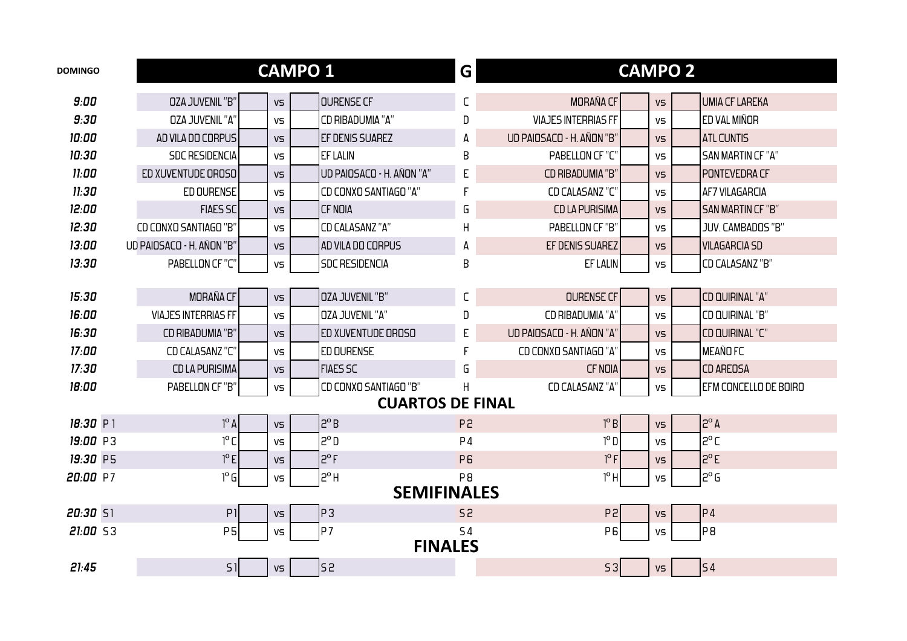| DOMINGO | | CAMPO 1 | | | | | G | CAMPO 2 | | | | |
|---|---|---|---|---|---|---|---|---|---|---|---|---|
| 9:00 | | OZA JUVENIL "B" | | vs | | OURENSE CF | C | MORAÑA CF | | vs | | UMIA CF LAREKA |
| 9:30 | | OZA JUVENIL "A" | | vs | | CD RIBADUMIA "A" | D | VIAJES INTERRIAS FF | | vs | | ED VAL MIÑOR |
| 10:00 | | AD VILA DO CORPUS | | vs | | EF DENIS SUAREZ | A | UD PAIOSACO - H. AÑON "B" | | vs | | ATL CUNTIS |
| 10:30 | | SDC RESIDENCIA | | vs | | EF LALIN | B | PABELLON CF "C" | | vs | | SAN MARTIN CF "A" |
| 11:00 | | ED XUVENTUDE OROSO | | vs | | UD PAIOSACO - H. AÑON "A" | E | CD RIBADUMIA "B" | | vs | | PONTEVEDRA CF |
| 11:30 | | ED OURENSE | | vs | | CD CONXO SANTIAGO "A" | F | CD CALASANZ "C" | | vs | | AF7 VILAGARCIA |
| 12:00 | | FIAES SC | | vs | | CF NOIA | G | CD LA PURISIMA | | vs | | SAN MARTIN CF "B" |
| 12:30 | | CD CONXO SANTIAGO "B" | | vs | | CD CALASANZ "A" | H | PABELLON CF "B" | | vs | | JUV. CAMBADOS "B" |
| 13:00 | | UD PAIOSACO - H. AÑON "B" | | vs | | AD VILA DO CORPUS | A | EF DENIS SUAREZ | | vs | | VILAGARCIA SD |
| 13:30 | | PABELLON CF "C" | | vs | | SDC RESIDENCIA | B | EF LALIN | | vs | | CD CALASANZ "B" |
| 15:30 | | MORAÑA CF | | vs | | OZA JUVENIL "B" | C | OURENSE CF | | vs | | CD QUIRINAL "A" |
| 16:00 | | VIAJES INTERRIAS FF | | vs | | OZA JUVENIL "A" | D | CD RIBADUMIA "A" | | vs | | CD QUIRINAL "B" |
| 16:30 | | CD RIBADUMIA "B" | | vs | | ED XUVENTUDE OROSO | E | UD PAIOSACO - H. AÑON "A" | | vs | | CD QUIRINAL "C" |
| 17:00 | | CD CALASANZ "C" | | vs | | ED OURENSE | F | CD CONXO SANTIAGO "A" | | vs | | MEAÑO FC |
| 17:30 | | CD LA PURISIMA | | vs | | FIAES SC | G | CF NOIA | | vs | | CD AREOSA |
| 18:00 | | PABELLON CF "B" | | vs | | CD CONXO SANTIAGO "B" | H | CD CALASANZ "A" | | vs | | EFM CONCELLO DE BOIRO |
| **CUARTOS DE FINAL** | | | | | | | | | | | | |
| 18:30 | P1 | 1º A | | vs | | 2º B | P2 | 1º B | | vs | | 2º A |
| 19:00 | P3 | 1º C | | vs | | 2º D | P4 | 1º D | | vs | | 2º C |
| 19:30 | P5 | 1º E | | vs | | 2º F | P6 | 1º F | | vs | | 2º E |
| 20:00 | P7 | 1º G | | vs | | 2º H | P8 | 1º H | | vs | | 2º G |
| **SEMIFINALES** | | | | | | | | | | | | |
| 20:30 | S1 | P1 | | vs | | P3 | S2 | P2 | | vs | | P4 |
| 21:00 | S3 | P5 | | vs | | P7 | S4 | P6 | | vs | | P8 |
| **FINALES** | | | | | | | | | | | | |
| 21:45 | | S1 | | vs | | S2 | | S3 | | vs | | S4 |